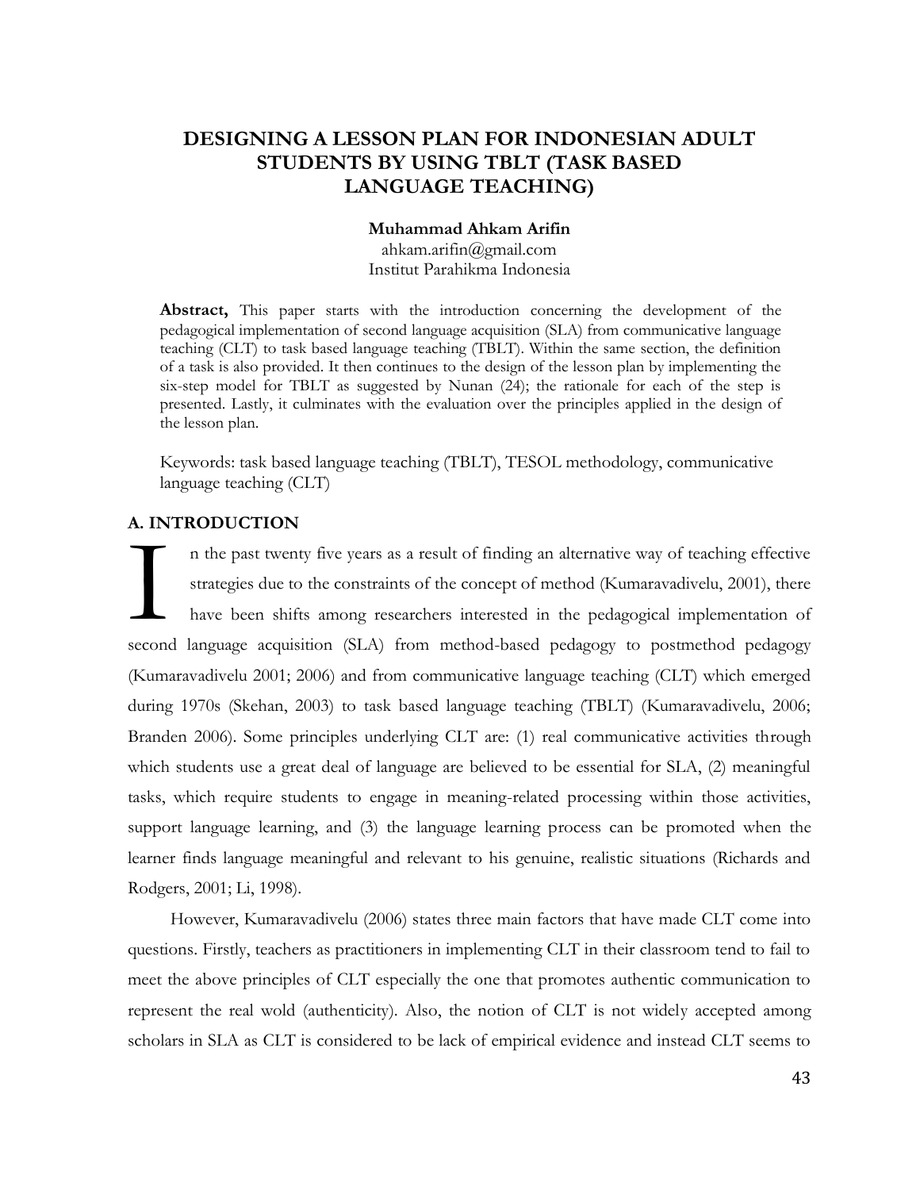# DESIGNING A LESSON PLAN FOR INDONESIAN ADULT STUDENTS BY USING TBLT (TASK BASED LANGUAGE TEACHING)

**Muhammad Ahkam Arifin**
ahkam.arifin@gmail.com
Institut Parahikma Indonesia

**Abstract,** This paper starts with the introduction concerning the development of the pedagogical implementation of second language acquisition (SLA) from communicative language teaching (CLT) to task based language teaching (TBLT). Within the same section, the definition of a task is also provided. It then continues to the design of the lesson plan by implementing the six-step model for TBLT as suggested by Nunan (24); the rationale for each of the step is presented. Lastly, it culminates with the evaluation over the principles applied in the design of the lesson plan.

Keywords: task based language teaching (TBLT), TESOL methodology, communicative language teaching (CLT)

## A. INTRODUCTION

In the past twenty five years as a result of finding an alternative way of teaching effective strategies due to the constraints of the concept of method (Kumaravadivelu, 2001), there have been shifts among researchers interested in the pedagogical implementation of second language acquisition (SLA) from method-based pedagogy to postmethod pedagogy (Kumaravadivelu 2001; 2006) and from communicative language teaching (CLT) which emerged during 1970s (Skehan, 2003) to task based language teaching (TBLT) (Kumaravadivelu, 2006; Branden 2006). Some principles underlying CLT are: (1) real communicative activities through which students use a great deal of language are believed to be essential for SLA, (2) meaningful tasks, which require students to engage in meaning-related processing within those activities, support language learning, and (3) the language learning process can be promoted when the learner finds language meaningful and relevant to his genuine, realistic situations (Richards and Rodgers, 2001; Li, 1998).

However, Kumaravadivelu (2006) states three main factors that have made CLT come into questions. Firstly, teachers as practitioners in implementing CLT in their classroom tend to fail to meet the above principles of CLT especially the one that promotes authentic communication to represent the real wold (authenticity). Also, the notion of CLT is not widely accepted among scholars in SLA as CLT is considered to be lack of empirical evidence and instead CLT seems to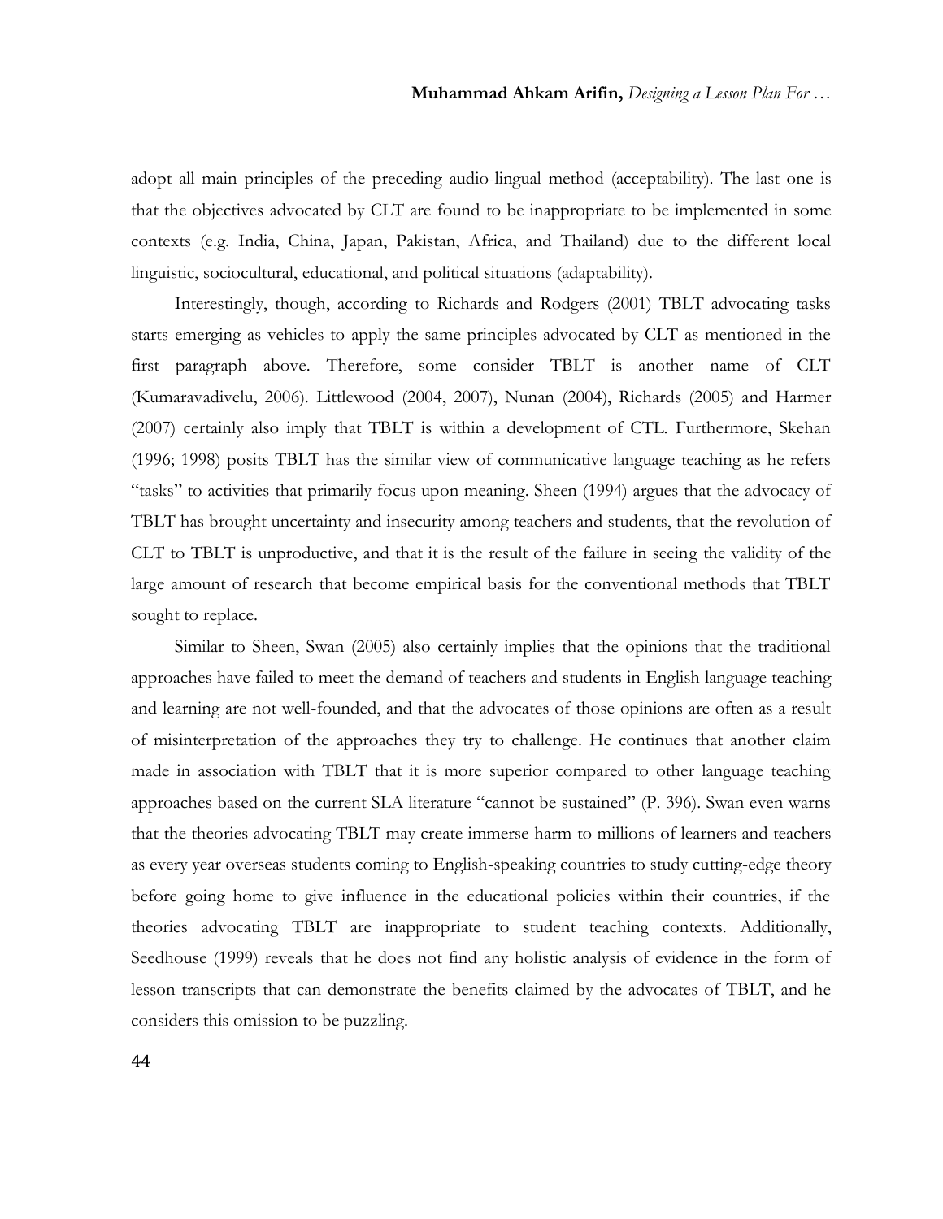adopt all main principles of the preceding audio-lingual method (acceptability). The last one is that the objectives advocated by CLT are found to be inappropriate to be implemented in some contexts (e.g. India, China, Japan, Pakistan, Africa, and Thailand) due to the different local linguistic, sociocultural, educational, and political situations (adaptability).

Interestingly, though, according to Richards and Rodgers (2001) TBLT advocating tasks starts emerging as vehicles to apply the same principles advocated by CLT as mentioned in the first paragraph above. Therefore, some consider TBLT is another name of CLT (Kumaravadivelu, 2006). Littlewood (2004, 2007), Nunan (2004), Richards (2005) and Harmer (2007) certainly also imply that TBLT is within a development of CTL. Furthermore, Skehan (1996; 1998) posits TBLT has the similar view of communicative language teaching as he refers "tasks" to activities that primarily focus upon meaning. Sheen (1994) argues that the advocacy of TBLT has brought uncertainty and insecurity among teachers and students, that the revolution of CLT to TBLT is unproductive, and that it is the result of the failure in seeing the validity of the large amount of research that become empirical basis for the conventional methods that TBLT sought to replace.

Similar to Sheen, Swan (2005) also certainly implies that the opinions that the traditional approaches have failed to meet the demand of teachers and students in English language teaching and learning are not well-founded, and that the advocates of those opinions are often as a result of misinterpretation of the approaches they try to challenge. He continues that another claim made in association with TBLT that it is more superior compared to other language teaching approaches based on the current SLA literature "cannot be sustained" (P. 396). Swan even warns that the theories advocating TBLT may create immerse harm to millions of learners and teachers as every year overseas students coming to English-speaking countries to study cutting-edge theory before going home to give influence in the educational policies within their countries, if the theories advocating TBLT are inappropriate to student teaching contexts. Additionally, Seedhouse (1999) reveals that he does not find any holistic analysis of evidence in the form of lesson transcripts that can demonstrate the benefits claimed by the advocates of TBLT, and he considers this omission to be puzzling.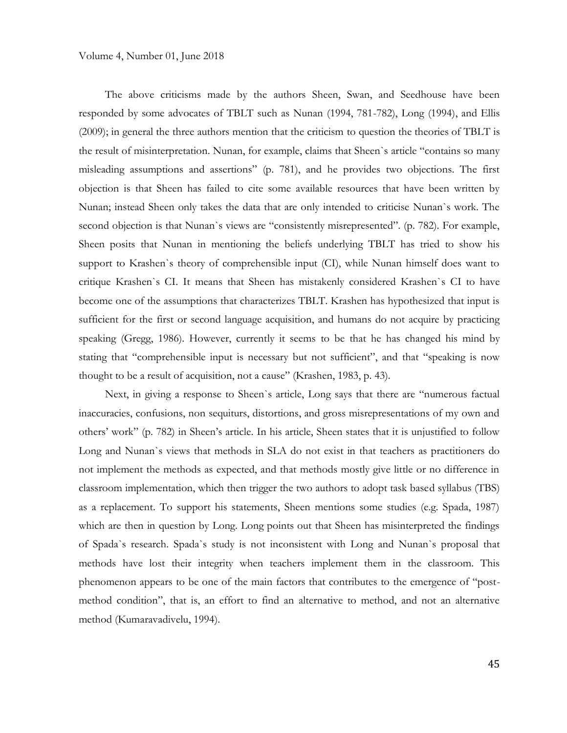The above criticisms made by the authors Sheen, Swan, and Seedhouse have been responded by some advocates of TBLT such as Nunan (1994, 781-782), Long (1994), and Ellis (2009); in general the three authors mention that the criticism to question the theories of TBLT is the result of misinterpretation. Nunan, for example, claims that Sheen`s article "contains so many misleading assumptions and assertions" (p. 781), and he provides two objections. The first objection is that Sheen has failed to cite some available resources that have been written by Nunan; instead Sheen only takes the data that are only intended to criticise Nunan`s work. The second objection is that Nunan`s views are "consistently misrepresented". (p. 782). For example, Sheen posits that Nunan in mentioning the beliefs underlying TBLT has tried to show his support to Krashen`s theory of comprehensible input (CI), while Nunan himself does want to critique Krashen`s CI. It means that Sheen has mistakenly considered Krashen`s CI to have become one of the assumptions that characterizes TBLT. Krashen has hypothesized that input is sufficient for the first or second language acquisition, and humans do not acquire by practicing speaking (Gregg, 1986). However, currently it seems to be that he has changed his mind by stating that "comprehensible input is necessary but not sufficient", and that "speaking is now thought to be a result of acquisition, not a cause" (Krashen, 1983, p. 43).

Next, in giving a response to Sheen`s article, Long says that there are "numerous factual inaccuracies, confusions, non sequiturs, distortions, and gross misrepresentations of my own and others' work" (p. 782) in Sheen's article. In his article, Sheen states that it is unjustified to follow Long and Nunan`s views that methods in SLA do not exist in that teachers as practitioners do not implement the methods as expected, and that methods mostly give little or no difference in classroom implementation, which then trigger the two authors to adopt task based syllabus (TBS) as a replacement. To support his statements, Sheen mentions some studies (e.g. Spada, 1987) which are then in question by Long. Long points out that Sheen has misinterpreted the findings of Spada`s research. Spada`s study is not inconsistent with Long and Nunan`s proposal that methods have lost their integrity when teachers implement them in the classroom. This phenomenon appears to be one of the main factors that contributes to the emergence of "post-method condition", that is, an effort to find an alternative to method, and not an alternative method (Kumaravadivelu, 1994).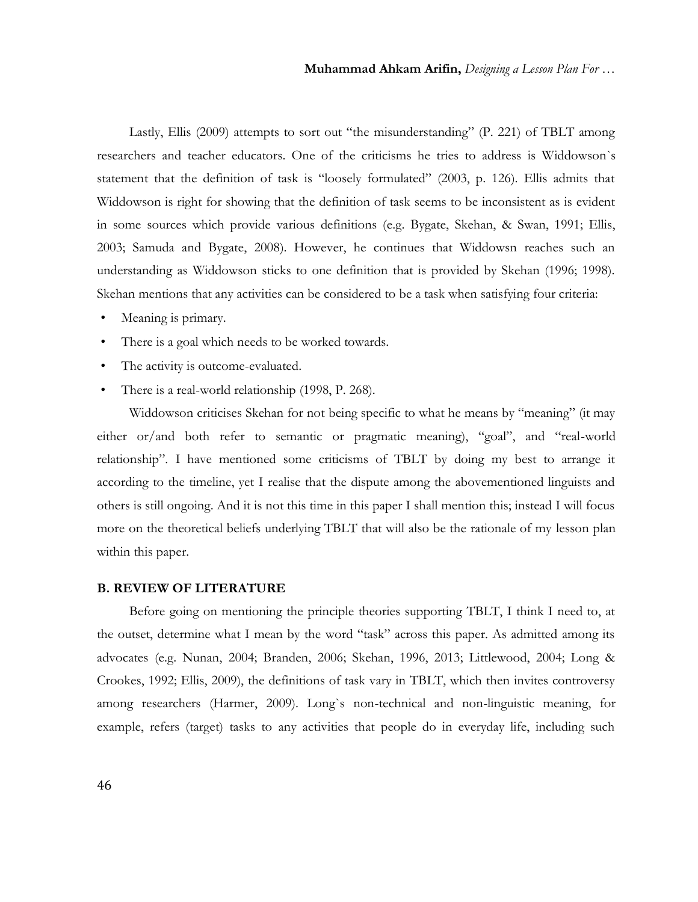Lastly, Ellis (2009) attempts to sort out "the misunderstanding" (P. 221) of TBLT among researchers and teacher educators. One of the criticisms he tries to address is Widdowson`s statement that the definition of task is "loosely formulated" (2003, p. 126). Ellis admits that Widdowson is right for showing that the definition of task seems to be inconsistent as is evident in some sources which provide various definitions (e.g. Bygate, Skehan, & Swan, 1991; Ellis, 2003; Samuda and Bygate, 2008). However, he continues that Widdowsn reaches such an understanding as Widdowson sticks to one definition that is provided by Skehan (1996; 1998). Skehan mentions that any activities can be considered to be a task when satisfying four criteria:

- Meaning is primary.
- There is a goal which needs to be worked towards.
- The activity is outcome-evaluated.
- There is a real-world relationship (1998, P. 268).

Widdowson criticises Skehan for not being specific to what he means by "meaning" (it may either or/and both refer to semantic or pragmatic meaning), "goal", and "real-world relationship". I have mentioned some criticisms of TBLT by doing my best to arrange it according to the timeline, yet I realise that the dispute among the abovementioned linguists and others is still ongoing. And it is not this time in this paper I shall mention this; instead I will focus more on the theoretical beliefs underlying TBLT that will also be the rationale of my lesson plan within this paper.

## B. REVIEW OF LITERATURE

Before going on mentioning the principle theories supporting TBLT, I think I need to, at the outset, determine what I mean by the word "task" across this paper. As admitted among its advocates (e.g. Nunan, 2004; Branden, 2006; Skehan, 1996, 2013; Littlewood, 2004; Long & Crookes, 1992; Ellis, 2009), the definitions of task vary in TBLT, which then invites controversy among researchers (Harmer, 2009). Long`s non-technical and non-linguistic meaning, for example, refers (target) tasks to any activities that people do in everyday life, including such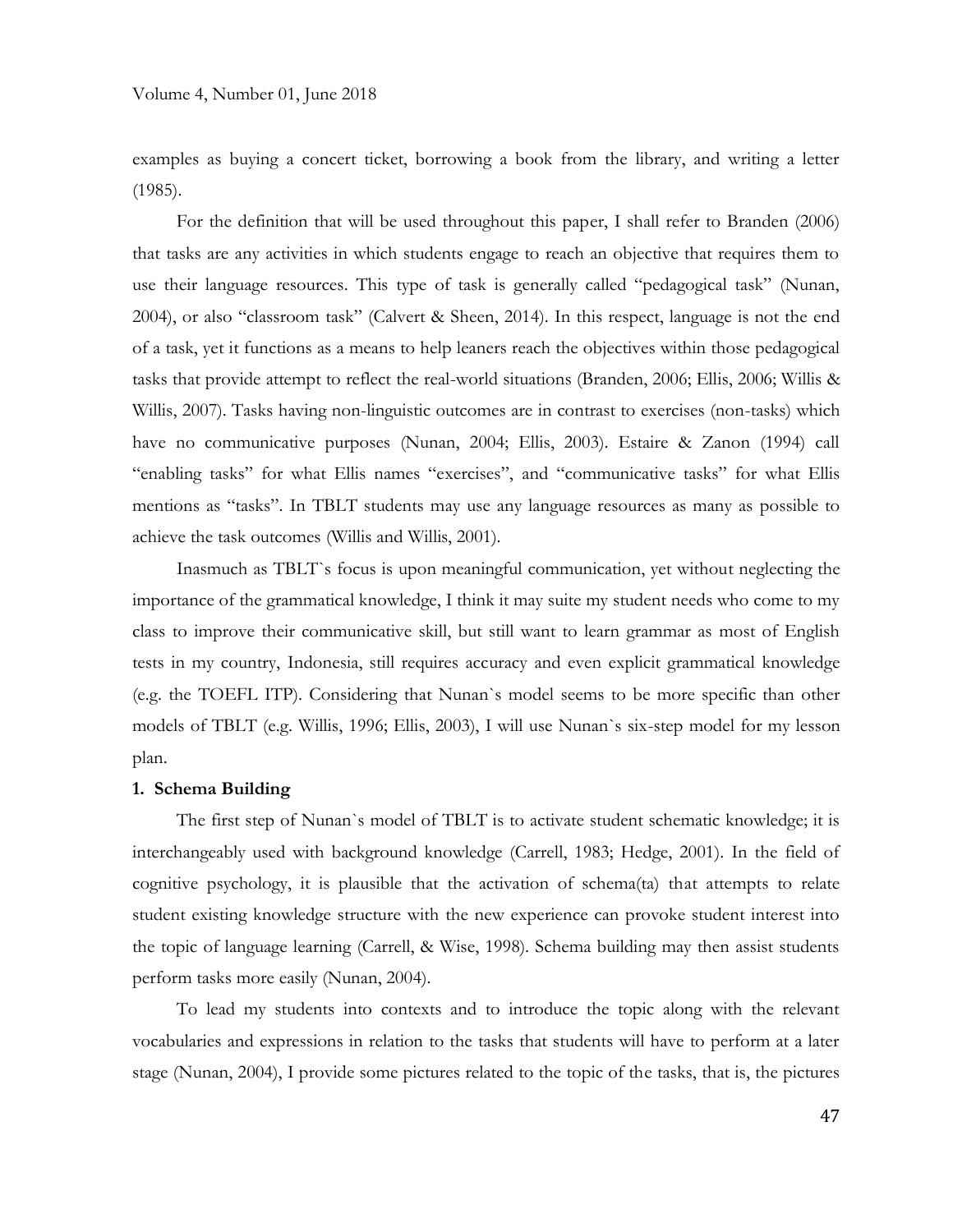examples as buying a concert ticket, borrowing a book from the library, and writing a letter (1985).

For the definition that will be used throughout this paper, I shall refer to Branden (2006) that tasks are any activities in which students engage to reach an objective that requires them to use their language resources. This type of task is generally called "pedagogical task" (Nunan, 2004), or also "classroom task" (Calvert & Sheen, 2014). In this respect, language is not the end of a task, yet it functions as a means to help leaners reach the objectives within those pedagogical tasks that provide attempt to reflect the real-world situations (Branden, 2006; Ellis, 2006; Willis & Willis, 2007). Tasks having non-linguistic outcomes are in contrast to exercises (non-tasks) which have no communicative purposes (Nunan, 2004; Ellis, 2003). Estaire & Zanon (1994) call "enabling tasks" for what Ellis names "exercises", and "communicative tasks" for what Ellis mentions as "tasks". In TBLT students may use any language resources as many as possible to achieve the task outcomes (Willis and Willis, 2001).

Inasmuch as TBLT`s focus is upon meaningful communication, yet without neglecting the importance of the grammatical knowledge, I think it may suite my student needs who come to my class to improve their communicative skill, but still want to learn grammar as most of English tests in my country, Indonesia, still requires accuracy and even explicit grammatical knowledge (e.g. the TOEFL ITP). Considering that Nunan`s model seems to be more specific than other models of TBLT (e.g. Willis, 1996; Ellis, 2003), I will use Nunan`s six-step model for my lesson plan.

**1. Schema Building**

The first step of Nunan`s model of TBLT is to activate student schematic knowledge; it is interchangeably used with background knowledge (Carrell, 1983; Hedge, 2001). In the field of cognitive psychology, it is plausible that the activation of schema(ta) that attempts to relate student existing knowledge structure with the new experience can provoke student interest into the topic of language learning (Carrell, & Wise, 1998). Schema building may then assist students perform tasks more easily (Nunan, 2004).

To lead my students into contexts and to introduce the topic along with the relevant vocabularies and expressions in relation to the tasks that students will have to perform at a later stage (Nunan, 2004), I provide some pictures related to the topic of the tasks, that is, the pictures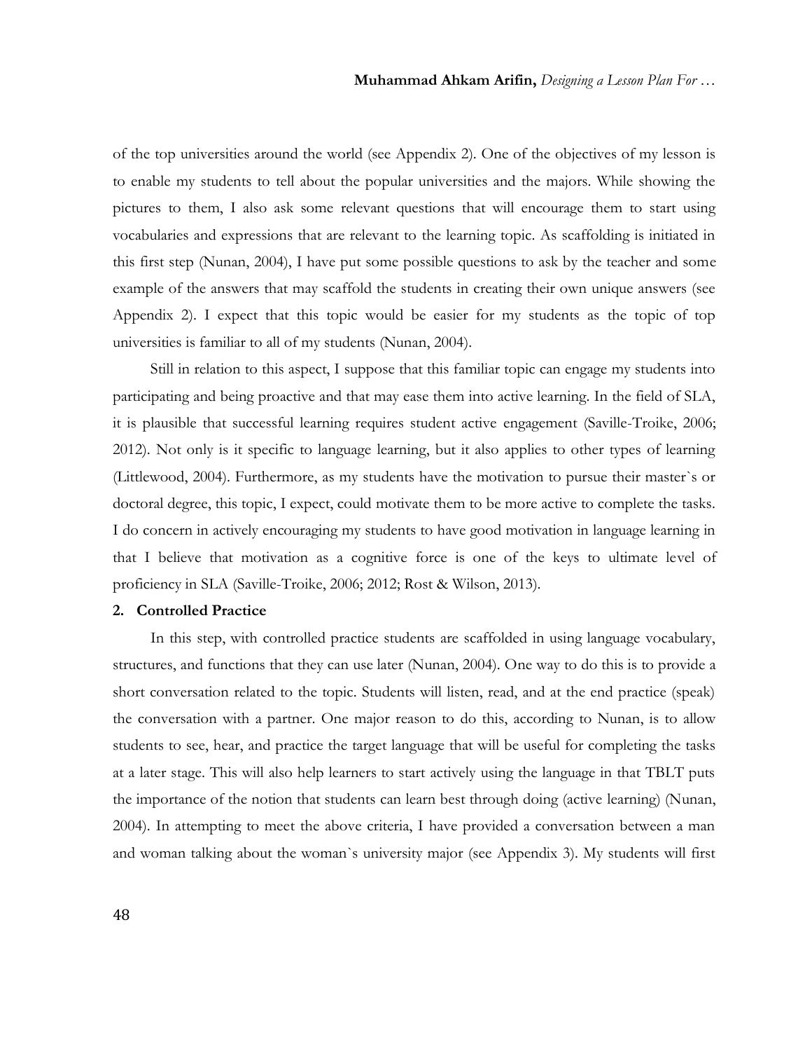of the top universities around the world (see Appendix 2). One of the objectives of my lesson is to enable my students to tell about the popular universities and the majors. While showing the pictures to them, I also ask some relevant questions that will encourage them to start using vocabularies and expressions that are relevant to the learning topic. As scaffolding is initiated in this first step (Nunan, 2004), I have put some possible questions to ask by the teacher and some example of the answers that may scaffold the students in creating their own unique answers (see Appendix 2). I expect that this topic would be easier for my students as the topic of top universities is familiar to all of my students (Nunan, 2004).

Still in relation to this aspect, I suppose that this familiar topic can engage my students into participating and being proactive and that may ease them into active learning. In the field of SLA, it is plausible that successful learning requires student active engagement (Saville-Troike, 2006; 2012). Not only is it specific to language learning, but it also applies to other types of learning (Littlewood, 2004). Furthermore, as my students have the motivation to pursue their master`s or doctoral degree, this topic, I expect, could motivate them to be more active to complete the tasks. I do concern in actively encouraging my students to have good motivation in language learning in that I believe that motivation as a cognitive force is one of the keys to ultimate level of proficiency in SLA (Saville-Troike, 2006; 2012; Rost & Wilson, 2013).

**2. Controlled Practice**

In this step, with controlled practice students are scaffolded in using language vocabulary, structures, and functions that they can use later (Nunan, 2004). One way to do this is to provide a short conversation related to the topic. Students will listen, read, and at the end practice (speak) the conversation with a partner. One major reason to do this, according to Nunan, is to allow students to see, hear, and practice the target language that will be useful for completing the tasks at a later stage. This will also help learners to start actively using the language in that TBLT puts the importance of the notion that students can learn best through doing (active learning) (Nunan, 2004). In attempting to meet the above criteria, I have provided a conversation between a man and woman talking about the woman`s university major (see Appendix 3). My students will first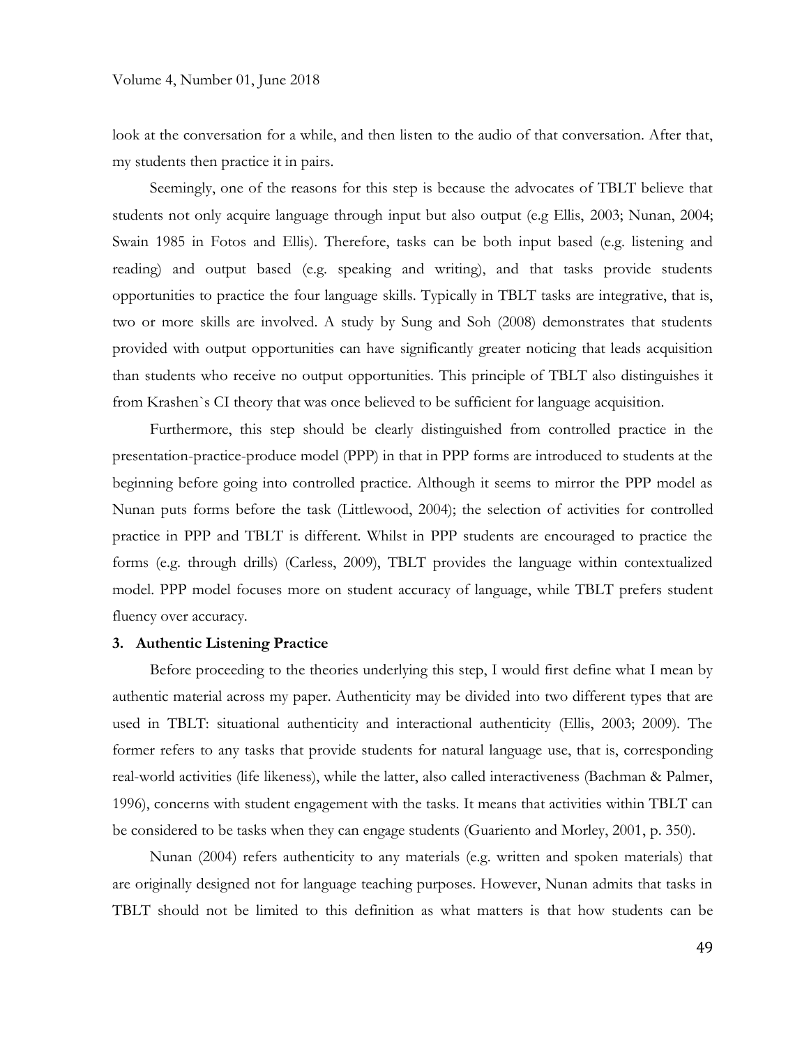look at the conversation for a while, and then listen to the audio of that conversation. After that, my students then practice it in pairs.

Seemingly, one of the reasons for this step is because the advocates of TBLT believe that students not only acquire language through input but also output (e.g Ellis, 2003; Nunan, 2004; Swain 1985 in Fotos and Ellis). Therefore, tasks can be both input based (e.g. listening and reading) and output based (e.g. speaking and writing), and that tasks provide students opportunities to practice the four language skills. Typically in TBLT tasks are integrative, that is, two or more skills are involved. A study by Sung and Soh (2008) demonstrates that students provided with output opportunities can have significantly greater noticing that leads acquisition than students who receive no output opportunities. This principle of TBLT also distinguishes it from Krashen`s CI theory that was once believed to be sufficient for language acquisition.

Furthermore, this step should be clearly distinguished from controlled practice in the presentation-practice-produce model (PPP) in that in PPP forms are introduced to students at the beginning before going into controlled practice. Although it seems to mirror the PPP model as Nunan puts forms before the task (Littlewood, 2004); the selection of activities for controlled practice in PPP and TBLT is different. Whilst in PPP students are encouraged to practice the forms (e.g. through drills) (Carless, 2009), TBLT provides the language within contextualized model. PPP model focuses more on student accuracy of language, while TBLT prefers student fluency over accuracy.

### 3. Authentic Listening Practice

Before proceeding to the theories underlying this step, I would first define what I mean by authentic material across my paper. Authenticity may be divided into two different types that are used in TBLT: situational authenticity and interactional authenticity (Ellis, 2003; 2009). The former refers to any tasks that provide students for natural language use, that is, corresponding real-world activities (life likeness), while the latter, also called interactiveness (Bachman & Palmer, 1996), concerns with student engagement with the tasks. It means that activities within TBLT can be considered to be tasks when they can engage students (Guariento and Morley, 2001, p. 350).

Nunan (2004) refers authenticity to any materials (e.g. written and spoken materials) that are originally designed not for language teaching purposes. However, Nunan admits that tasks in TBLT should not be limited to this definition as what matters is that how students can be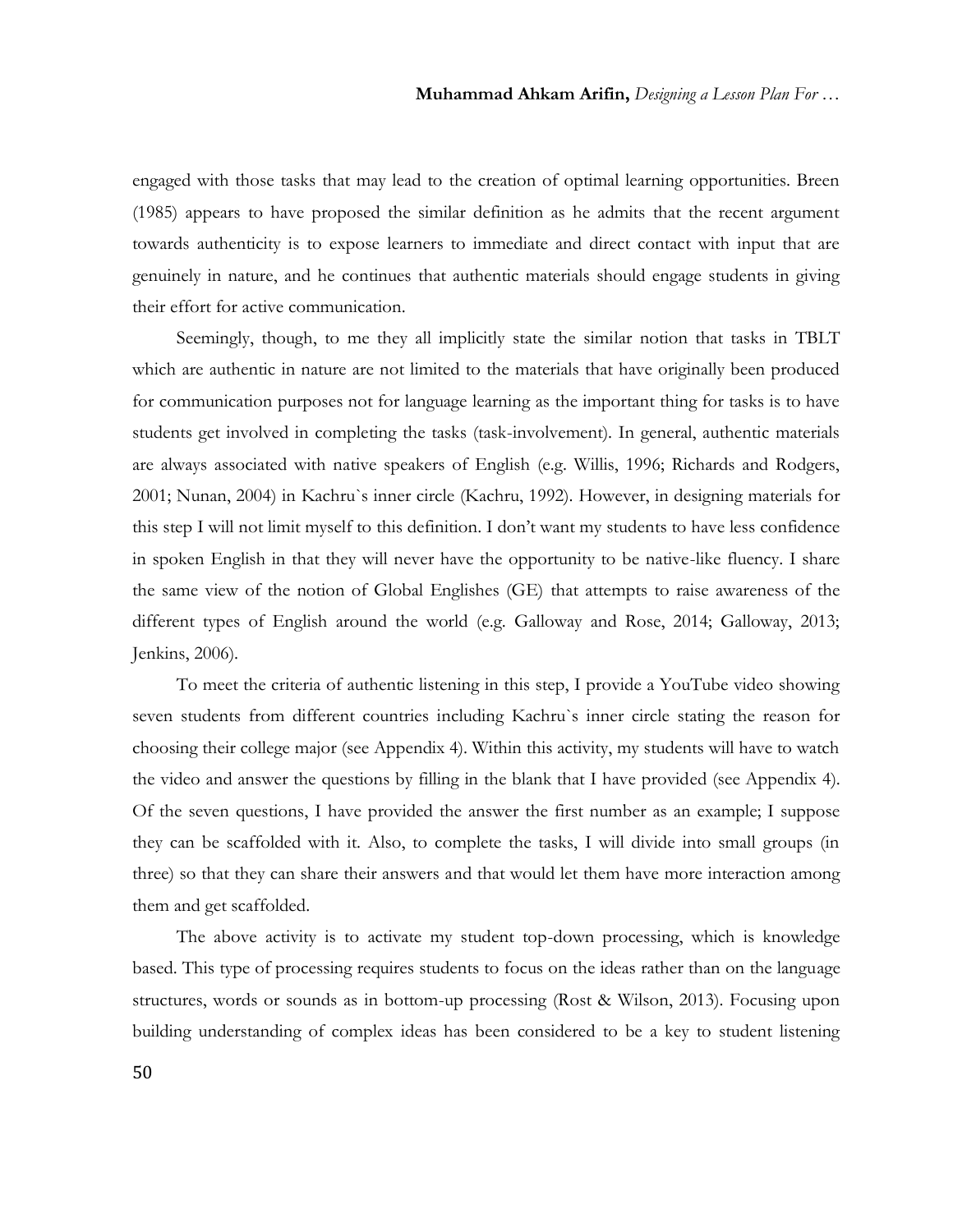engaged with those tasks that may lead to the creation of optimal learning opportunities. Breen (1985) appears to have proposed the similar definition as he admits that the recent argument towards authenticity is to expose learners to immediate and direct contact with input that are genuinely in nature, and he continues that authentic materials should engage students in giving their effort for active communication.

Seemingly, though, to me they all implicitly state the similar notion that tasks in TBLT which are authentic in nature are not limited to the materials that have originally been produced for communication purposes not for language learning as the important thing for tasks is to have students get involved in completing the tasks (task-involvement). In general, authentic materials are always associated with native speakers of English (e.g. Willis, 1996; Richards and Rodgers, 2001; Nunan, 2004) in Kachru`s inner circle (Kachru, 1992). However, in designing materials for this step I will not limit myself to this definition. I don't want my students to have less confidence in spoken English in that they will never have the opportunity to be native-like fluency. I share the same view of the notion of Global Englishes (GE) that attempts to raise awareness of the different types of English around the world (e.g. Galloway and Rose, 2014; Galloway, 2013; Jenkins, 2006).

To meet the criteria of authentic listening in this step, I provide a YouTube video showing seven students from different countries including Kachru`s inner circle stating the reason for choosing their college major (see Appendix 4). Within this activity, my students will have to watch the video and answer the questions by filling in the blank that I have provided (see Appendix 4). Of the seven questions, I have provided the answer the first number as an example; I suppose they can be scaffolded with it. Also, to complete the tasks, I will divide into small groups (in three) so that they can share their answers and that would let them have more interaction among them and get scaffolded.

The above activity is to activate my student top-down processing, which is knowledge based. This type of processing requires students to focus on the ideas rather than on the language structures, words or sounds as in bottom-up processing (Rost & Wilson, 2013). Focusing upon building understanding of complex ideas has been considered to be a key to student listening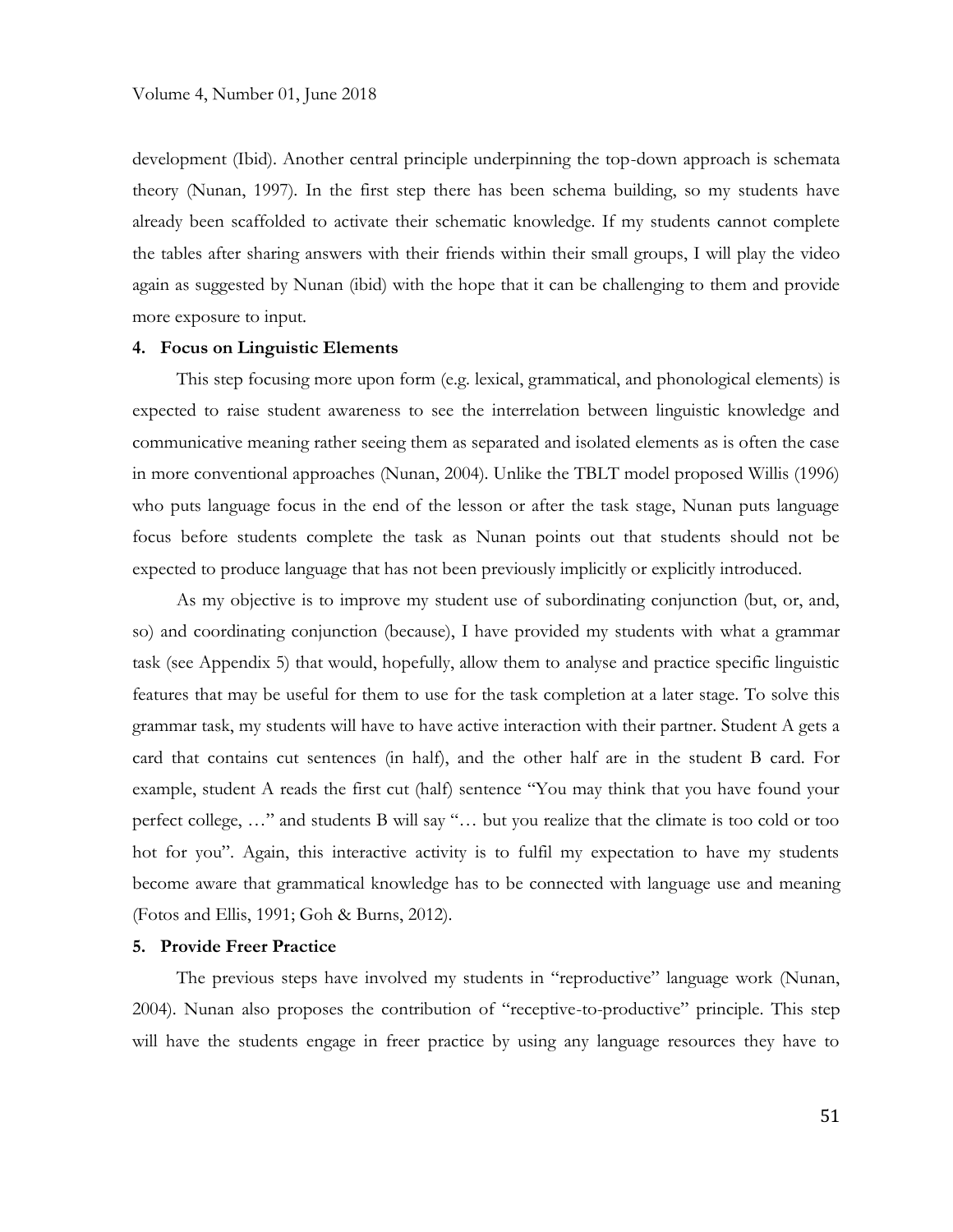development (Ibid). Another central principle underpinning the top-down approach is schemata theory (Nunan, 1997). In the first step there has been schema building, so my students have already been scaffolded to activate their schematic knowledge. If my students cannot complete the tables after sharing answers with their friends within their small groups, I will play the video again as suggested by Nunan (ibid) with the hope that it can be challenging to them and provide more exposure to input.

**4. Focus on Linguistic Elements**

This step focusing more upon form (e.g. lexical, grammatical, and phonological elements) is expected to raise student awareness to see the interrelation between linguistic knowledge and communicative meaning rather seeing them as separated and isolated elements as is often the case in more conventional approaches (Nunan, 2004). Unlike the TBLT model proposed Willis (1996) who puts language focus in the end of the lesson or after the task stage, Nunan puts language focus before students complete the task as Nunan points out that students should not be expected to produce language that has not been previously implicitly or explicitly introduced.

As my objective is to improve my student use of subordinating conjunction (but, or, and, so) and coordinating conjunction (because), I have provided my students with what a grammar task (see Appendix 5) that would, hopefully, allow them to analyse and practice specific linguistic features that may be useful for them to use for the task completion at a later stage. To solve this grammar task, my students will have to have active interaction with their partner. Student A gets a card that contains cut sentences (in half), and the other half are in the student B card. For example, student A reads the first cut (half) sentence "You may think that you have found your perfect college, …" and students B will say "… but you realize that the climate is too cold or too hot for you". Again, this interactive activity is to fulfil my expectation to have my students become aware that grammatical knowledge has to be connected with language use and meaning (Fotos and Ellis, 1991; Goh & Burns, 2012).

**5. Provide Freer Practice**

The previous steps have involved my students in "reproductive" language work (Nunan, 2004). Nunan also proposes the contribution of "receptive-to-productive" principle. This step will have the students engage in freer practice by using any language resources they have to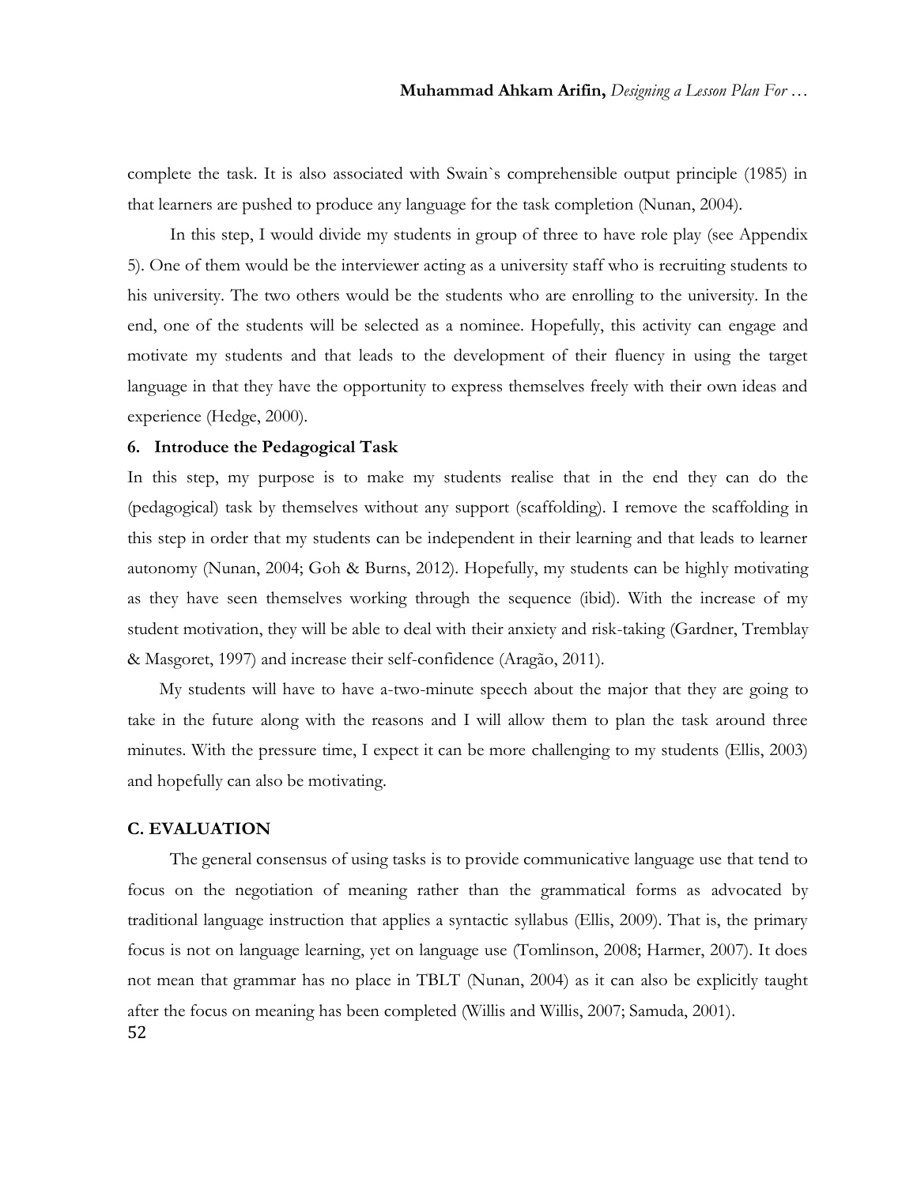complete the task. It is also associated with Swain`s comprehensible output principle (1985) in that learners are pushed to produce any language for the task completion (Nunan, 2004).

In this step, I would divide my students in group of three to have role play (see Appendix 5). One of them would be the interviewer acting as a university staff who is recruiting students to his university. The two others would be the students who are enrolling to the university. In the end, one of the students will be selected as a nominee. Hopefully, this activity can engage and motivate my students and that leads to the development of their fluency in using the target language in that they have the opportunity to express themselves freely with their own ideas and experience (Hedge, 2000).

### 6. Introduce the Pedagogical Task

In this step, my purpose is to make my students realise that in the end they can do the (pedagogical) task by themselves without any support (scaffolding). I remove the scaffolding in this step in order that my students can be independent in their learning and that leads to learner autonomy (Nunan, 2004; Goh & Burns, 2012). Hopefully, my students can be highly motivating as they have seen themselves working through the sequence (ibid). With the increase of my student motivation, they will be able to deal with their anxiety and risk-taking (Gardner, Tremblay & Masgoret, 1997) and increase their self-confidence (Aragão, 2011).

My students will have to have a-two-minute speech about the major that they are going to take in the future along with the reasons and I will allow them to plan the task around three minutes. With the pressure time, I expect it can be more challenging to my students (Ellis, 2003) and hopefully can also be motivating.

## C. EVALUATION

The general consensus of using tasks is to provide communicative language use that tend to focus on the negotiation of meaning rather than the grammatical forms as advocated by traditional language instruction that applies a syntactic syllabus (Ellis, 2009). That is, the primary focus is not on language learning, yet on language use (Tomlinson, 2008; Harmer, 2007). It does not mean that grammar has no place in TBLT (Nunan, 2004) as it can also be explicitly taught after the focus on meaning has been completed (Willis and Willis, 2007; Samuda, 2001).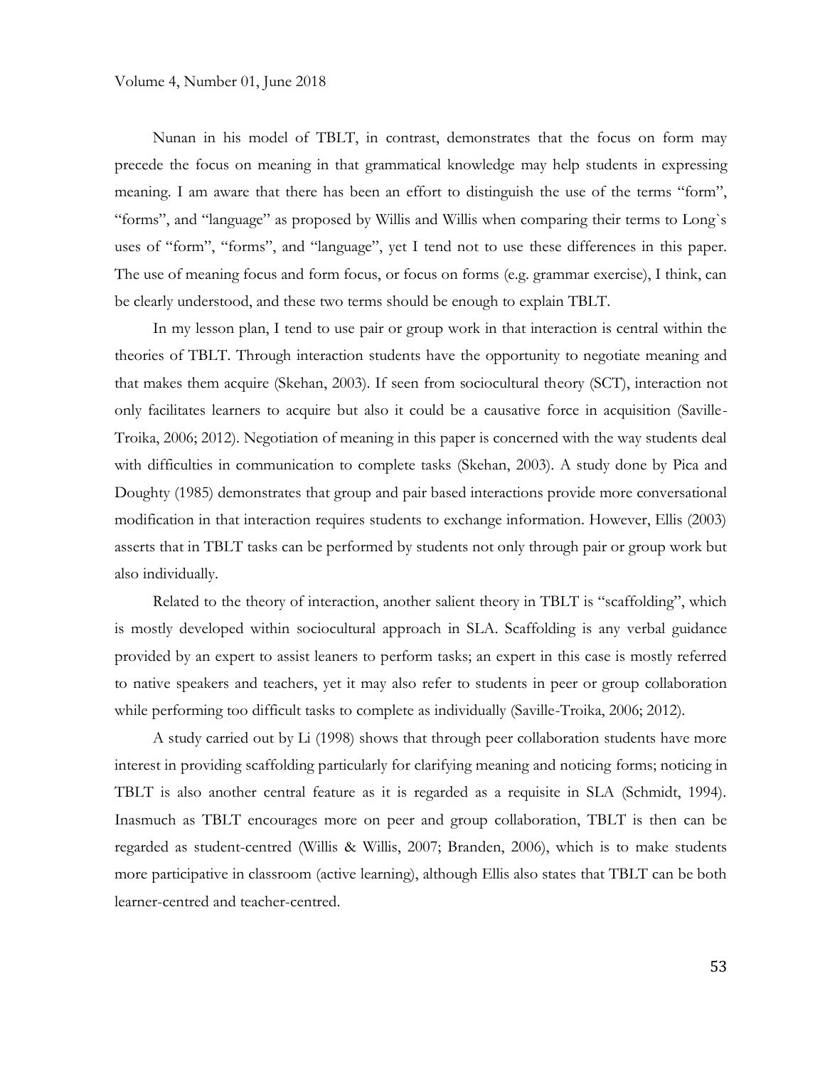Nunan in his model of TBLT, in contrast, demonstrates that the focus on form may precede the focus on meaning in that grammatical knowledge may help students in expressing meaning. I am aware that there has been an effort to distinguish the use of the terms "form", "forms", and "language" as proposed by Willis and Willis when comparing their terms to Long`s uses of "form", "forms", and "language", yet I tend not to use these differences in this paper. The use of meaning focus and form focus, or focus on forms (e.g. grammar exercise), I think, can be clearly understood, and these two terms should be enough to explain TBLT.

In my lesson plan, I tend to use pair or group work in that interaction is central within the theories of TBLT. Through interaction students have the opportunity to negotiate meaning and that makes them acquire (Skehan, 2003). If seen from sociocultural theory (SCT), interaction not only facilitates learners to acquire but also it could be a causative force in acquisition (Saville-Troika, 2006; 2012). Negotiation of meaning in this paper is concerned with the way students deal with difficulties in communication to complete tasks (Skehan, 2003). A study done by Pica and Doughty (1985) demonstrates that group and pair based interactions provide more conversational modification in that interaction requires students to exchange information. However, Ellis (2003) asserts that in TBLT tasks can be performed by students not only through pair or group work but also individually.

Related to the theory of interaction, another salient theory in TBLT is "scaffolding", which is mostly developed within sociocultural approach in SLA. Scaffolding is any verbal guidance provided by an expert to assist leaners to perform tasks; an expert in this case is mostly referred to native speakers and teachers, yet it may also refer to students in peer or group collaboration while performing too difficult tasks to complete as individually (Saville-Troika, 2006; 2012).

A study carried out by Li (1998) shows that through peer collaboration students have more interest in providing scaffolding particularly for clarifying meaning and noticing forms; noticing in TBLT is also another central feature as it is regarded as a requisite in SLA (Schmidt, 1994). Inasmuch as TBLT encourages more on peer and group collaboration, TBLT is then can be regarded as student-centred (Willis & Willis, 2007; Branden, 2006), which is to make students more participative in classroom (active learning), although Ellis also states that TBLT can be both learner-centred and teacher-centred.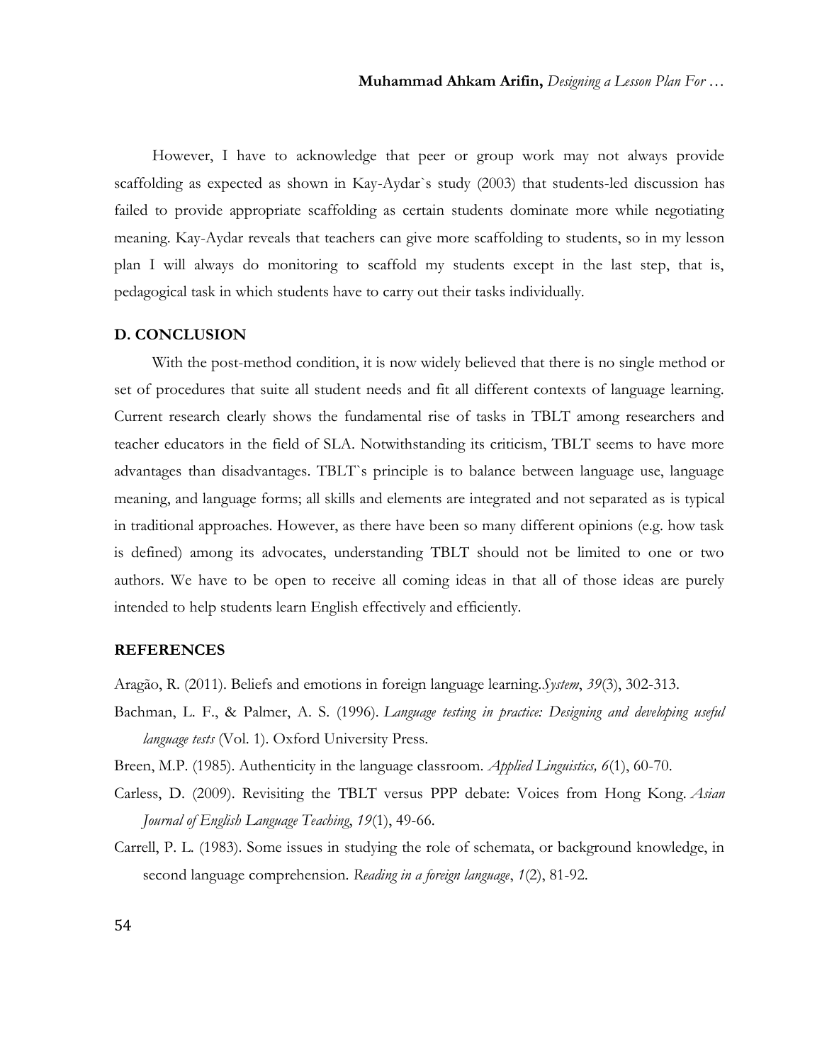However, I have to acknowledge that peer or group work may not always provide scaffolding as expected as shown in Kay-Aydar`s study (2003) that students-led discussion has failed to provide appropriate scaffolding as certain students dominate more while negotiating meaning. Kay-Aydar reveals that teachers can give more scaffolding to students, so in my lesson plan I will always do monitoring to scaffold my students except in the last step, that is, pedagogical task in which students have to carry out their tasks individually.

## D. CONCLUSION

With the post-method condition, it is now widely believed that there is no single method or set of procedures that suite all student needs and fit all different contexts of language learning. Current research clearly shows the fundamental rise of tasks in TBLT among researchers and teacher educators in the field of SLA. Notwithstanding its criticism, TBLT seems to have more advantages than disadvantages. TBLT`s principle is to balance between language use, language meaning, and language forms; all skills and elements are integrated and not separated as is typical in traditional approaches. However, as there have been so many different opinions (e.g. how task is defined) among its advocates, understanding TBLT should not be limited to one or two authors. We have to be open to receive all coming ideas in that all of those ideas are purely intended to help students learn English effectively and efficiently.

## REFERENCES

Aragão, R. (2011). Beliefs and emotions in foreign language learning.*System*, *39*(3), 302-313.

Bachman, L. F., & Palmer, A. S. (1996). *Language testing in practice: Designing and developing useful language tests* (Vol. 1). Oxford University Press.

Breen, M.P. (1985). Authenticity in the language classroom. *Applied Linguistics, 6*(1), 60-70.

Carless, D. (2009). Revisiting the TBLT versus PPP debate: Voices from Hong Kong. *Asian Journal of English Language Teaching*, *19*(1), 49-66.

Carrell, P. L. (1983). Some issues in studying the role of schemata, or background knowledge, in second language comprehension. *Reading in a foreign language*, *1*(2), 81-92.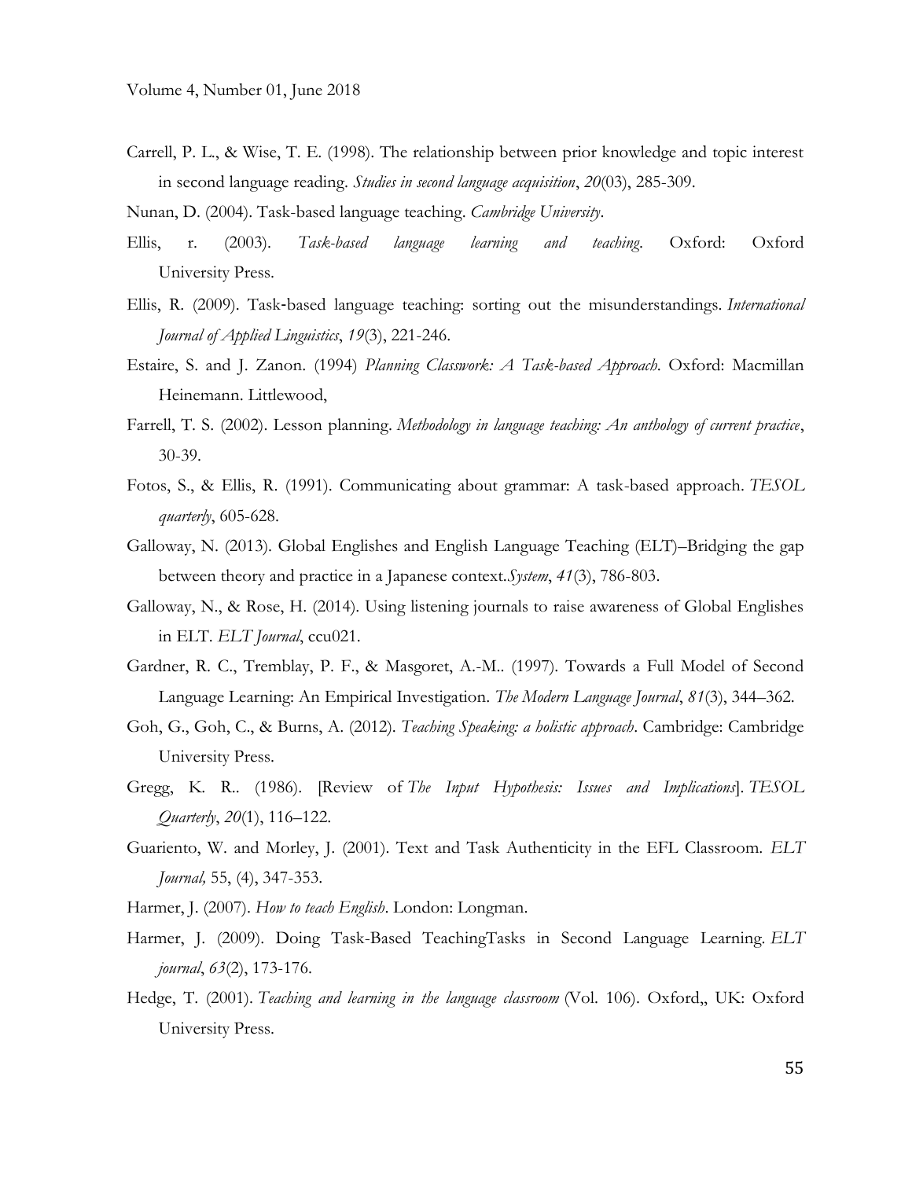Carrell, P. L., & Wise, T. E. (1998). The relationship between prior knowledge and topic interest in second language reading. *Studies in second language acquisition*, *20*(03), 285-309.

Nunan, D. (2004). Task-based language teaching. *Cambridge University*.

Ellis, r. (2003). *Task-based language learning and teaching*. Oxford: Oxford University Press.

Ellis, R. (2009). Task-based language teaching: sorting out the misunderstandings. *International Journal of Applied Linguistics*, *19*(3), 221-246.

Estaire, S. and J. Zanon. (1994) *Planning Classwork: A Task-based Approach*. Oxford: Macmillan Heinemann. Littlewood,

Farrell, T. S. (2002). Lesson planning. *Methodology in language teaching: An anthology of current practice*, 30-39.

Fotos, S., & Ellis, R. (1991). Communicating about grammar: A task-based approach. *TESOL quarterly*, 605-628.

Galloway, N. (2013). Global Englishes and English Language Teaching (ELT)–Bridging the gap between theory and practice in a Japanese context.*System*, *41*(3), 786-803.

Galloway, N., & Rose, H. (2014). Using listening journals to raise awareness of Global Englishes in ELT. *ELT Journal*, ccu021.

Gardner, R. C., Tremblay, P. F., & Masgoret, A.-M.. (1997). Towards a Full Model of Second Language Learning: An Empirical Investigation. *The Modern Language Journal*, *81*(3), 344–362.

Goh, G., Goh, C., & Burns, A. (2012). *Teaching Speaking: a holistic approach*. Cambridge: Cambridge University Press.

Gregg, K. R.. (1986). [Review of *The Input Hypothesis: Issues and Implications*]. *TESOL Quarterly*, *20*(1), 116–122.

Guariento, W. and Morley, J. (2001). Text and Task Authenticity in the EFL Classroom. *ELT Journal,* 55, (4), 347-353.

Harmer, J. (2007). *How to teach English*. London: Longman.

Harmer, J. (2009). Doing Task-Based TeachingTasks in Second Language Learning. *ELT journal*, *63*(2), 173-176.

Hedge, T. (2001). *Teaching and learning in the language classroom* (Vol. 106). Oxford,, UK: Oxford University Press.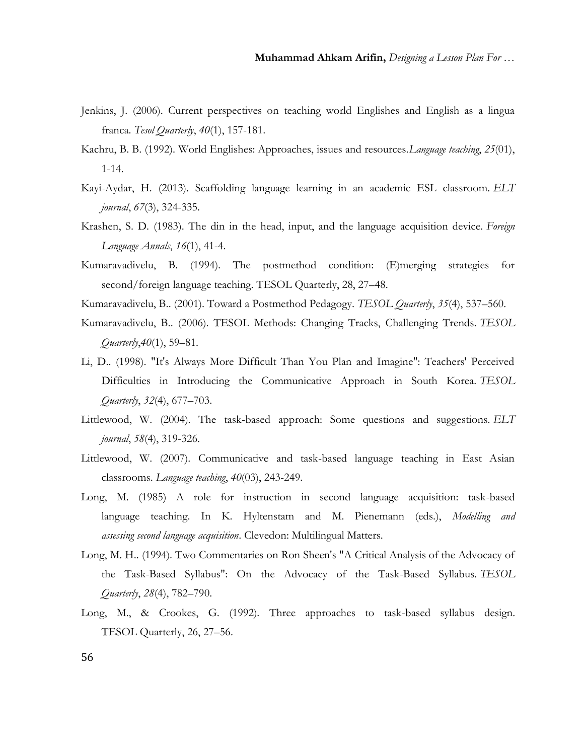Jenkins, J. (2006). Current perspectives on teaching world Englishes and English as a lingua franca. *Tesol Quarterly*, *40*(1), 157-181.

Kachru, B. B. (1992). World Englishes: Approaches, issues and resources.*Language teaching*, *25*(01), 1-14.

Kayi-Aydar, H. (2013). Scaffolding language learning in an academic ESL classroom. *ELT journal*, *67*(3), 324-335.

Krashen, S. D. (1983). The din in the head, input, and the language acquisition device. *Foreign Language Annals*, *16*(1), 41-4.

Kumaravadivelu, B. (1994). The postmethod condition: (E)merging strategies for second/foreign language teaching. TESOL Quarterly, 28, 27–48.

Kumaravadivelu, B.. (2001). Toward a Postmethod Pedagogy. *TESOL Quarterly*, *35*(4), 537–560.

Kumaravadivelu, B.. (2006). TESOL Methods: Changing Tracks, Challenging Trends. *TESOL Quarterly*,*40*(1), 59–81.

Li, D.. (1998). "It's Always More Difficult Than You Plan and Imagine": Teachers' Perceived Difficulties in Introducing the Communicative Approach in South Korea. *TESOL Quarterly*, *32*(4), 677–703.

Littlewood, W. (2004). The task-based approach: Some questions and suggestions. *ELT journal*, *58*(4), 319-326.

Littlewood, W. (2007). Communicative and task-based language teaching in East Asian classrooms. *Language teaching*, *40*(03), 243-249.

Long, M. (1985) A role for instruction in second language acquisition: task-based language teaching. In K. Hyltenstam and M. Pienemann (eds.), *Modelling and assessing second language acquisition*. Clevedon: Multilingual Matters.

Long, M. H.. (1994). Two Commentaries on Ron Sheen's "A Critical Analysis of the Advocacy of the Task-Based Syllabus": On the Advocacy of the Task-Based Syllabus. *TESOL Quarterly*, *28*(4), 782–790.

Long, M., & Crookes, G. (1992). Three approaches to task-based syllabus design. TESOL Quarterly, 26, 27–56.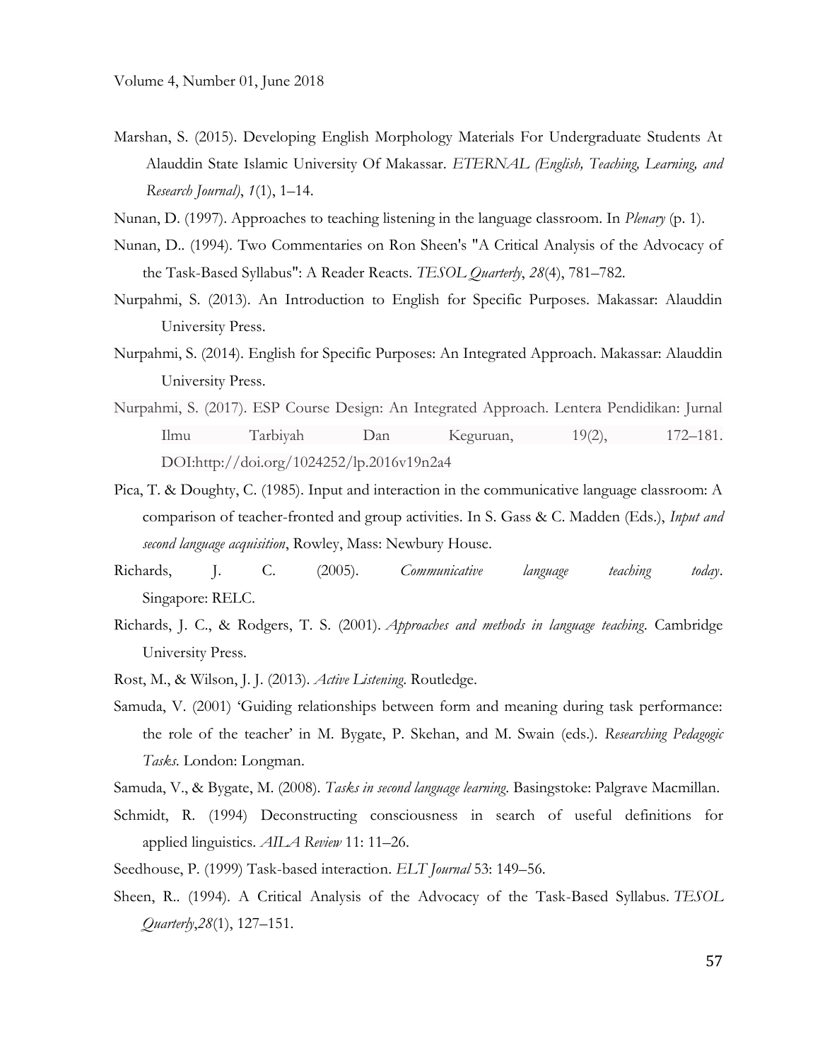Marshan, S. (2015). Developing English Morphology Materials For Undergraduate Students At Alauddin State Islamic University Of Makassar. *ETERNAL (English, Teaching, Learning, and Research Journal)*, *1*(1), 1–14.

Nunan, D. (1997). Approaches to teaching listening in the language classroom. In *Plenary* (p. 1).

Nunan, D.. (1994). Two Commentaries on Ron Sheen's "A Critical Analysis of the Advocacy of the Task-Based Syllabus": A Reader Reacts. *TESOL Quarterly*, *28*(4), 781–782.

Nurpahmi, S. (2013). An Introduction to English for Specific Purposes. Makassar: Alauddin University Press.

Nurpahmi, S. (2014). English for Specific Purposes: An Integrated Approach. Makassar: Alauddin University Press.

Nurpahmi, S. (2017). ESP Course Design: An Integrated Approach. Lentera Pendidikan: Jurnal Ilmu Tarbiyah Dan Keguruan, 19(2), 172–181. DOI:http://doi.org/1024252/lp.2016v19n2a4

Pica, T. & Doughty, C. (1985). Input and interaction in the communicative language classroom: A comparison of teacher-fronted and group activities. In S. Gass & C. Madden (Eds.), *Input and second language acquisition*, Rowley, Mass: Newbury House.

Richards, J. C. (2005). *Communicative language teaching today*. Singapore: RELC.

Richards, J. C., & Rodgers, T. S. (2001). *Approaches and methods in language teaching*. Cambridge University Press.

Rost, M., & Wilson, J. J. (2013). *Active Listening*. Routledge.

Samuda, V. (2001) 'Guiding relationships between form and meaning during task performance: the role of the teacher' in M. Bygate, P. Skehan, and M. Swain (eds.). *Researching Pedagogic Tasks*. London: Longman.

Samuda, V., & Bygate, M. (2008). *Tasks in second language learning*. Basingstoke: Palgrave Macmillan.

Schmidt, R. (1994) Deconstructing consciousness in search of useful definitions for applied linguistics. *AILA Review* 11: 11–26.

Seedhouse, P. (1999) Task-based interaction. *ELT Journal* 53: 149–56.

Sheen, R.. (1994). A Critical Analysis of the Advocacy of the Task-Based Syllabus. *TESOL Quarterly*,*28*(1), 127–151.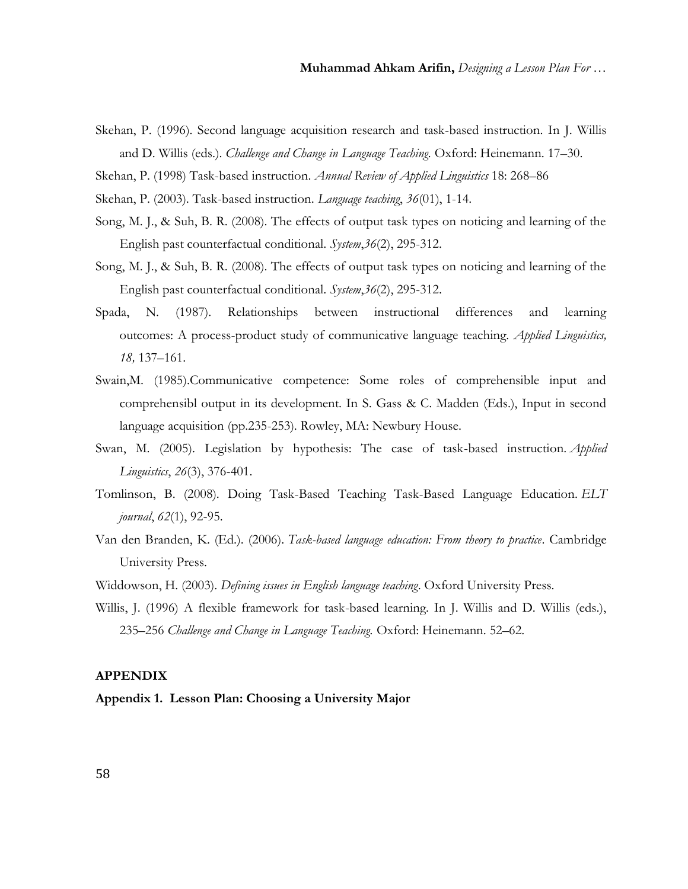Skehan, P. (1996). Second language acquisition research and task-based instruction. In J. Willis and D. Willis (eds.). *Challenge and Change in Language Teaching*. Oxford: Heinemann. 17–30.

Skehan, P. (1998) Task-based instruction. *Annual Review of Applied Linguistics* 18: 268–86

Skehan, P. (2003). Task-based instruction. *Language teaching*, *36*(01), 1-14.

Song, M. J., & Suh, B. R. (2008). The effects of output task types on noticing and learning of the English past counterfactual conditional. *System*,*36*(2), 295-312.

Song, M. J., & Suh, B. R. (2008). The effects of output task types on noticing and learning of the English past counterfactual conditional. *System*,*36*(2), 295-312.

Spada, N. (1987). Relationships between instructional differences and learning outcomes: A process-product study of communicative language teaching. *Applied Linguistics, 18,* 137–161.

Swain,M. (1985).Communicative competence: Some roles of comprehensible input and comprehensibl output in its development. In S. Gass & C. Madden (Eds.), Input in second language acquisition (pp.235-253). Rowley, MA: Newbury House.

Swan, M. (2005). Legislation by hypothesis: The case of task-based instruction. *Applied Linguistics*, *26*(3), 376-401.

Tomlinson, B. (2008). Doing Task-Based Teaching Task-Based Language Education. *ELT journal*, *62*(1), 92-95.

Van den Branden, K. (Ed.). (2006). *Task-based language education: From theory to practice*. Cambridge University Press.

Widdowson, H. (2003). *Defining issues in English language teaching*. Oxford University Press.

Willis, J. (1996) A flexible framework for task-based learning. In J. Willis and D. Willis (eds.), 235–256 *Challenge and Change in Language Teaching*. Oxford: Heinemann. 52–62.

## APPENDIX

**Appendix 1. Lesson Plan: Choosing a University Major**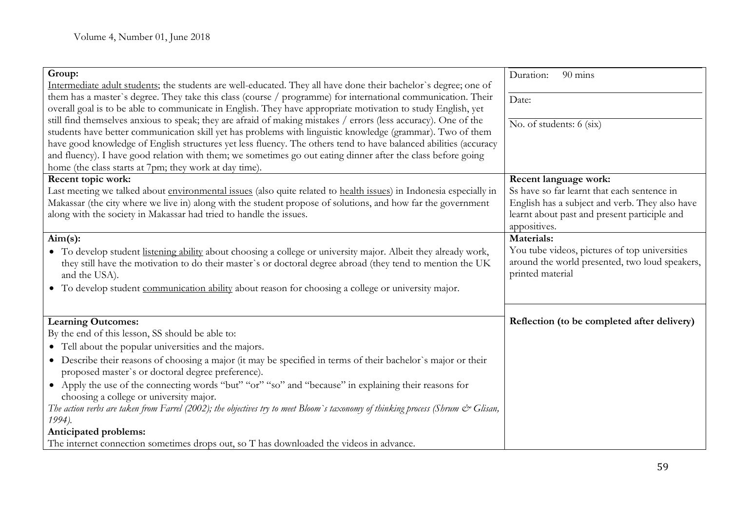| | |
|---|---|
| **Group:**<br>Intermediate adult students; the students are well-educated. They all have done their bachelor`s degree; one of them has a master`s degree. They take this class (course / programme) for international communication. Their overall goal is to be able to communicate in English. They have appropriate motivation to study English, yet still find themselves anxious to speak; they are afraid of making mistakes / errors (less accuracy). One of the students have better communication skill yet has problems with linguistic knowledge (grammar). Two of them have good knowledge of English structures yet less fluency. The others tend to have balanced abilities (accuracy and fluency). I have good relation with them; we sometimes go out eating dinner after the class before going home (the class starts at 7pm; they work at day time). | Duration: 90 mins<br><br>Date:<br><br>No. of students: 6 (six) |
| **Recent topic work:**<br>Last meeting we talked about environmental issues (also quite related to health issues) in Indonesia especially in Makassar (the city where we live in) along with the student propose of solutions, and how far the government along with the society in Makassar had tried to handle the issues. | **Recent language work:**<br>Ss have so far learnt that each sentence in English has a subject and verb. They also have learnt about past and present participle and appositives. |
| **Aim(s):**<br>• To develop student listening ability about choosing a college or university major. Albeit they already work, they still have the motivation to do their master`s or doctoral degree abroad (they tend to mention the UK and the USA).<br>• To develop student communication ability about reason for choosing a college or university major. | **Materials:**<br>You tube videos, pictures of top universities around the world presented, two loud speakers, printed material |
| **Learning Outcomes:**<br>By the end of this lesson, SS should be able to:<br>• Tell about the popular universities and the majors.<br>• Describe their reasons of choosing a major (it may be specified in terms of their bachelor`s major or their proposed master`s or doctoral degree preference).<br>• Apply the use of the connecting words "but" "or" "so" and "because" in explaining their reasons for choosing a college or university major.<br>*The action verbs are taken from Farrel (2002); the objectives try to meet Bloom`s taxonomy of thinking process (Shrum & Glisan, 1994).*<br>**Anticipated problems:**<br>The internet connection sometimes drops out, so T has downloaded the videos in advance. | **Reflection (to be completed after delivery)** |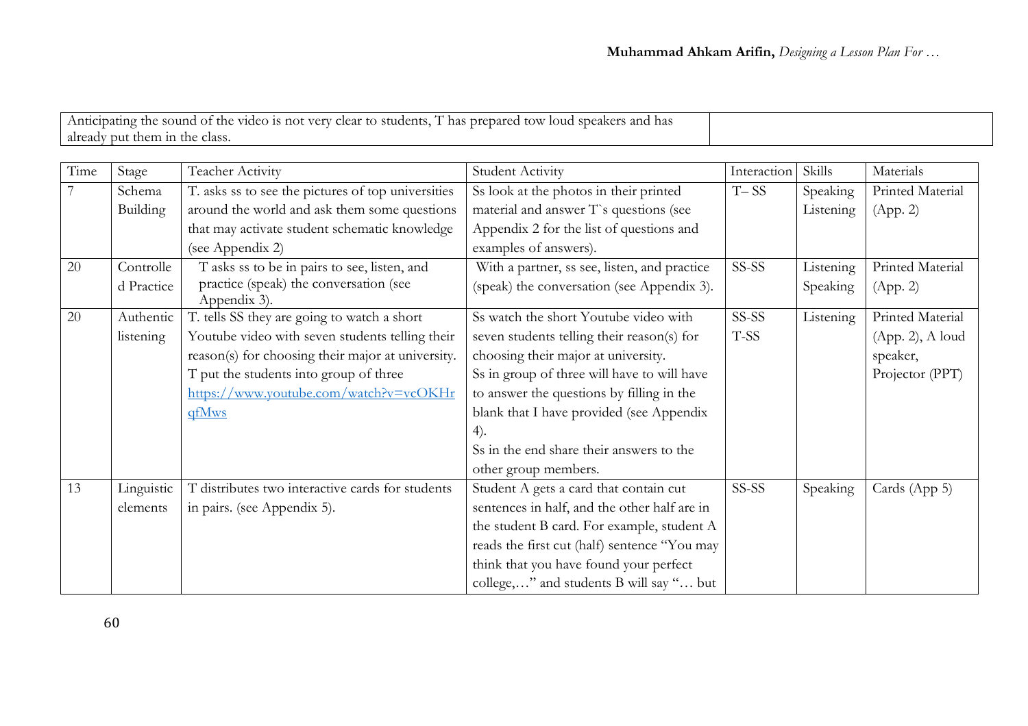| | |
|---|---|
| Anticipating the sound of the video is not very clear to students, T has prepared tow loud speakers and has already put them in the class. | |

| Time | Stage | Teacher Activity | Student Activity | Interaction | Skills | Materials |
|---|---|---|---|---|---|---|
| 7 | Schema Building | T. asks ss to see the pictures of top universities around the world and ask them some questions that may activate student schematic knowledge (see Appendix 2) | Ss look at the photos in their printed material and answer T`s questions (see Appendix 2 for the list of questions and examples of answers). | T– SS | Speaking Listening | Printed Material (App. 2) |
| 20 | Controlled Practice | T asks ss to be in pairs to see, listen, and practice (speak) the conversation (see Appendix 3). | With a partner, ss see, listen, and practice (speak) the conversation (see Appendix 3). | SS-SS | Listening Speaking | Printed Material (App. 2) |
| 20 | Authentic listening | T. tells SS they are going to watch a short Youtube video with seven students telling their reason(s) for choosing their major at university. T put the students into group of three https://www.youtube.com/watch?v=vcOKHrqfMws | Ss watch the short Youtube video with seven students telling their reason(s) for choosing their major at university. Ss in group of three will have to will have to answer the questions by filling in the blank that I have provided (see Appendix 4). Ss in the end share their answers to the other group members. | SS-SS T-SS | Listening | Printed Material (App. 2), A loud speaker, Projector (PPT) |
| 13 | Linguistic elements | T distributes two interactive cards for students in pairs. (see Appendix 5). | Student A gets a card that contain cut sentences in half, and the other half are in the student B card. For example, student A reads the first cut (half) sentence "You may think that you have found your perfect college,…" and students B will say "… but | SS-SS | Speaking | Cards (App 5) |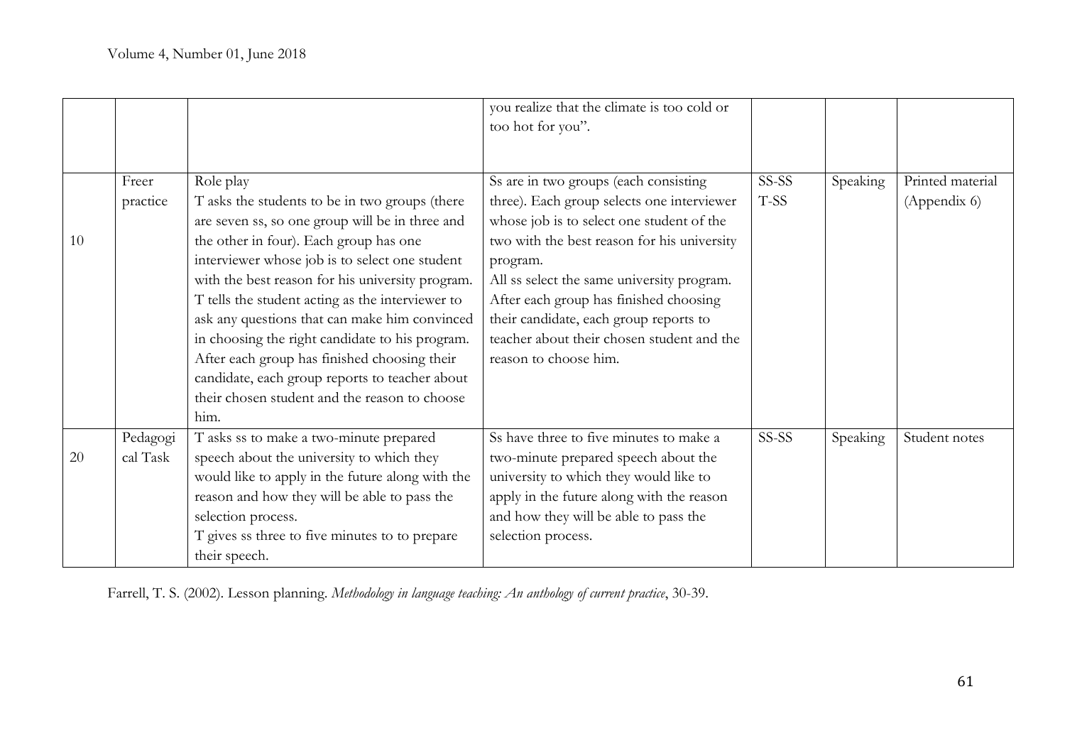| | | | | | | |
|---|---|---|---|---|---|---|
| | | | you realize that the climate is too cold or too hot for you". | | | |
| 10 | Freer practice | Role play<br>T asks the students to be in two groups (there are seven ss, so one group will be in three and the other in four). Each group has one interviewer whose job is to select one student with the best reason for his university program. T tells the student acting as the interviewer to ask any questions that can make him convinced in choosing the right candidate to his program. After each group has finished choosing their candidate, each group reports to teacher about their chosen student and the reason to choose him. | Ss are in two groups (each consisting three). Each group selects one interviewer whose job is to select one student of the two with the best reason for his university program.<br>All ss select the same university program. After each group has finished choosing their candidate, each group reports to teacher about their chosen student and the reason to choose him. | SS-SS<br>T-SS | Speaking | Printed material (Appendix 6) |
| 20 | Pedagogical Task | T asks ss to make a two-minute prepared speech about the university to which they would like to apply in the future along with the reason and how they will be able to pass the selection process.<br>T gives ss three to five minutes to to prepare their speech. | Ss have three to five minutes to make a two-minute prepared speech about the university to which they would like to apply in the future along with the reason and how they will be able to pass the selection process. | SS-SS | Speaking | Student notes |

Farrell, T. S. (2002). Lesson planning. *Methodology in language teaching: An anthology of current practice*, 30-39.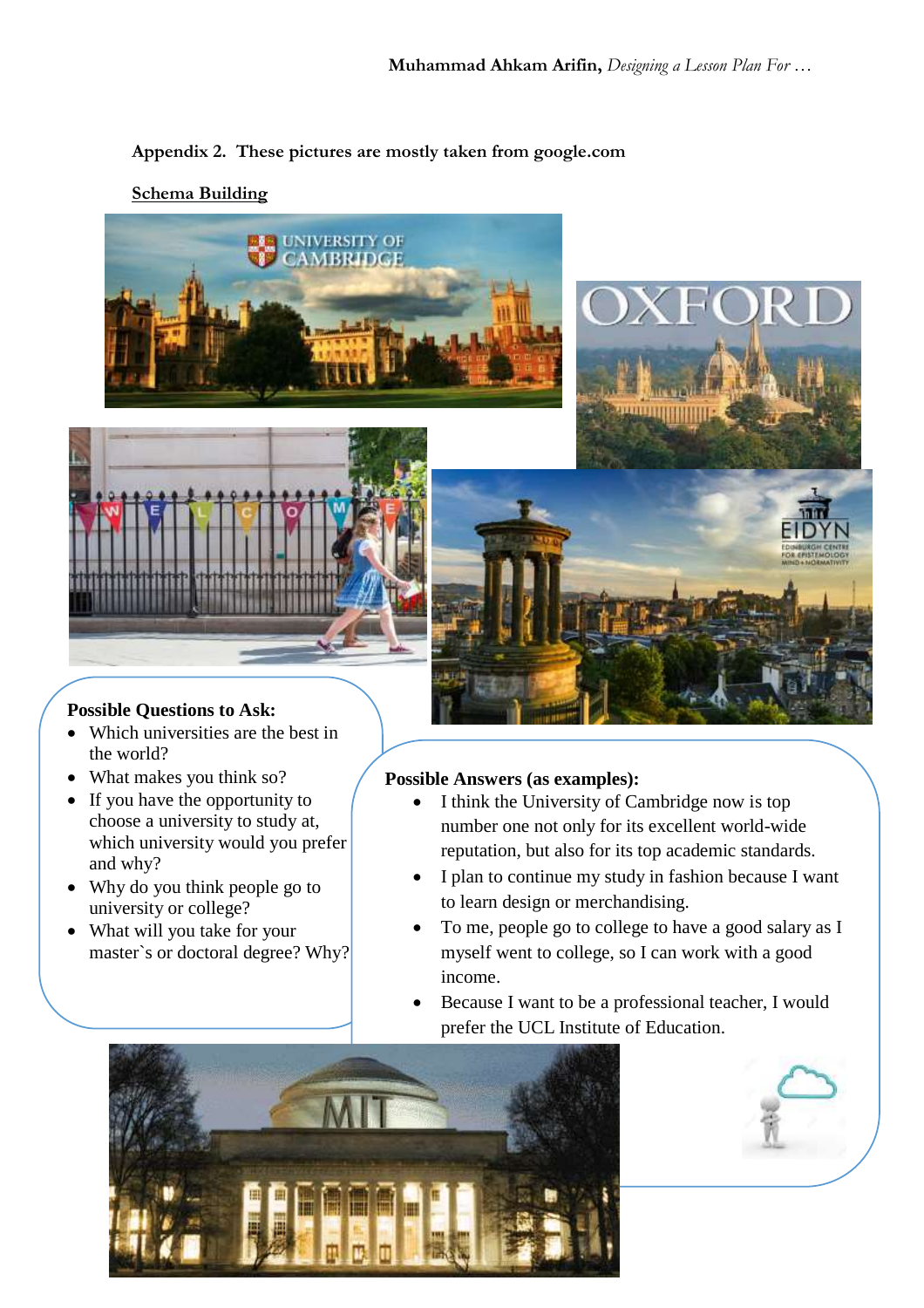Appendix 2. These pictures are mostly taken from google.com

Schema Building

**Possible Questions to Ask:**

- Which universities are the best in the world?
- What makes you think so?
- If you have the opportunity to choose a university to study at, which university would you prefer and why?
- Why do you think people go to university or college?
- What will you take for your master`s or doctoral degree? Why?

**Possible Answers (as examples):**

- I think the University of Cambridge now is top number one not only for its excellent world-wide reputation, but also for its top academic standards.
- I plan to continue my study in fashion because I want to learn design or merchandising.
- To me, people go to college to have a good salary as I myself went to college, so I can work with a good income.
- Because I want to be a professional teacher, I would prefer the UCL Institute of Education.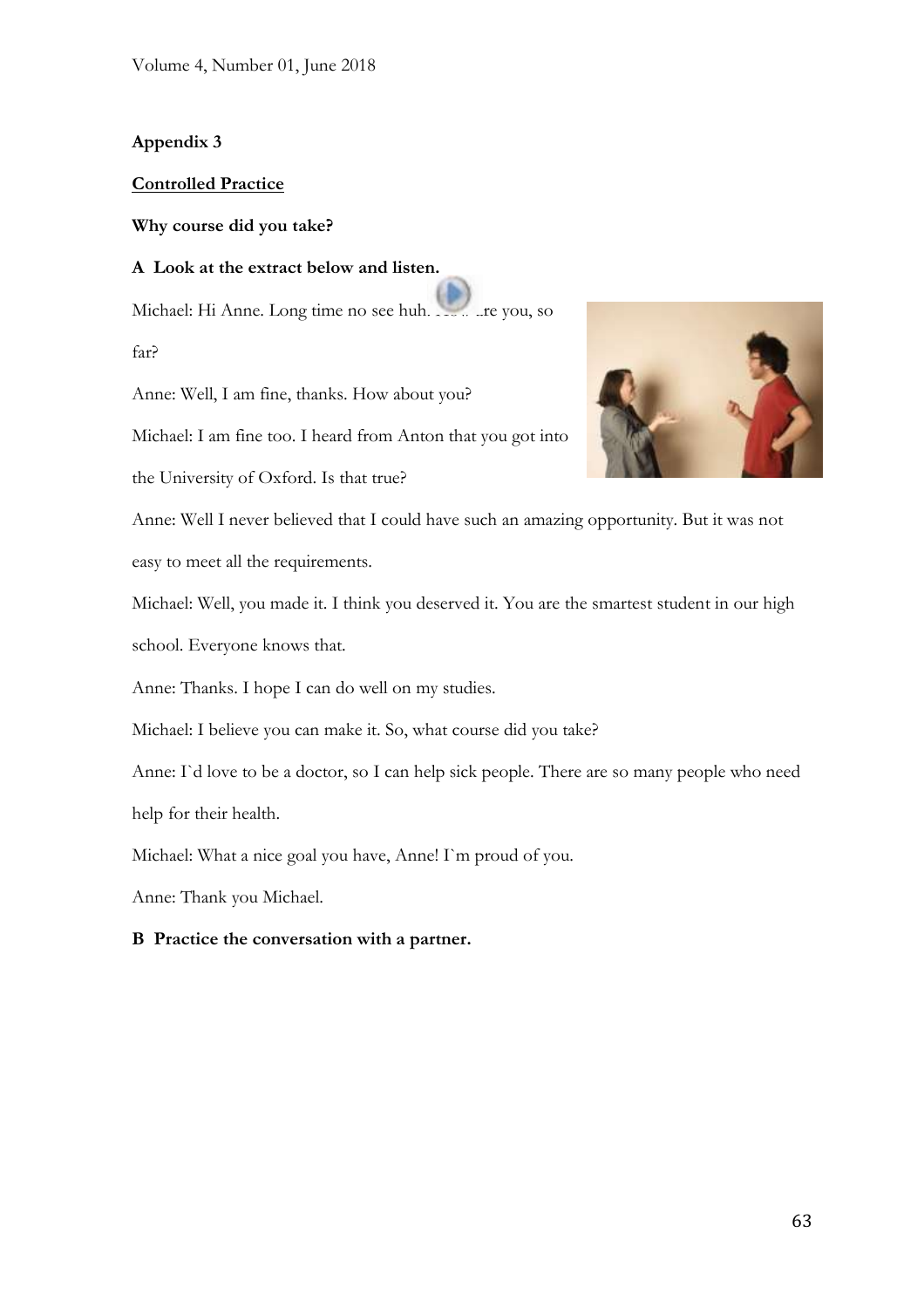**Appendix 3**

**Controlled Practice**

**Why course did you take?**

**A  Look at the extract below and listen.**

Michael: Hi Anne. Long time no see huh. How are you, so far?

Anne: Well, I am fine, thanks. How about you?

Michael: I am fine too. I heard from Anton that you got into the University of Oxford. Is that true?

Anne: Well I never believed that I could have such an amazing opportunity. But it was not easy to meet all the requirements.

Michael: Well, you made it. I think you deserved it. You are the smartest student in our high school. Everyone knows that.

Anne: Thanks. I hope I can do well on my studies.

Michael: I believe you can make it. So, what course did you take?

Anne: I`d love to be a doctor, so I can help sick people. There are so many people who need help for their health.

Michael: What a nice goal you have, Anne! I`m proud of you.

Anne: Thank you Michael.

**B  Practice the conversation with a partner.**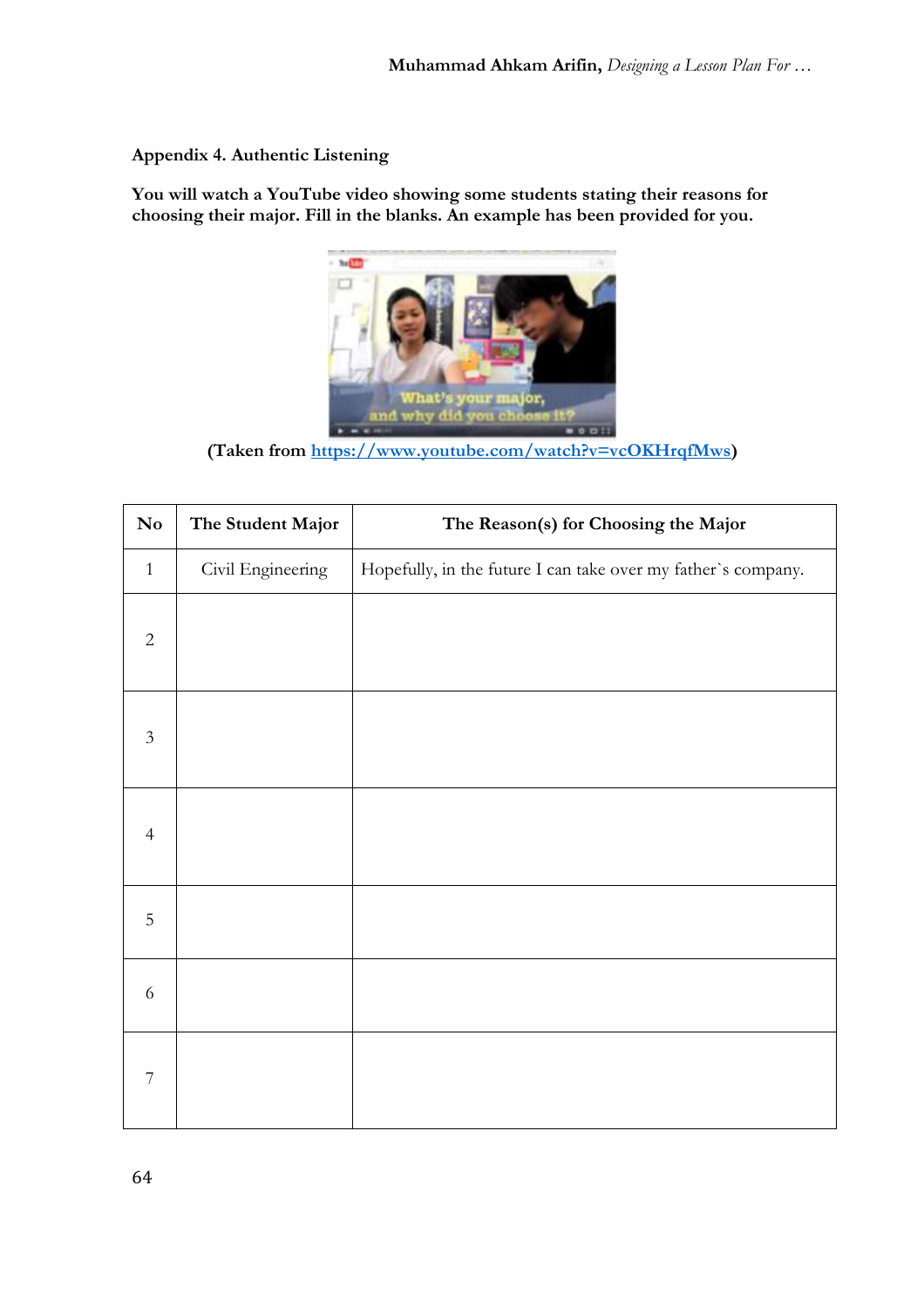**Appendix 4. Authentic Listening**

**You will watch a YouTube video showing some students stating their reasons for choosing their major. Fill in the blanks. An example has been provided for you.**

**(Taken from [https://www.youtube.com/watch?v=vcOKHrqfMws](https://www.youtube.com/watch?v=vcOKHrqfMws))**

| No | The Student Major | The Reason(s) for Choosing the Major |
|---|---|---|
| 1 | Civil Engineering | Hopefully, in the future I can take over my father`s company. |
| 2 | | |
| 3 | | |
| 4 | | |
| 5 | | |
| 6 | | |
| 7 | | |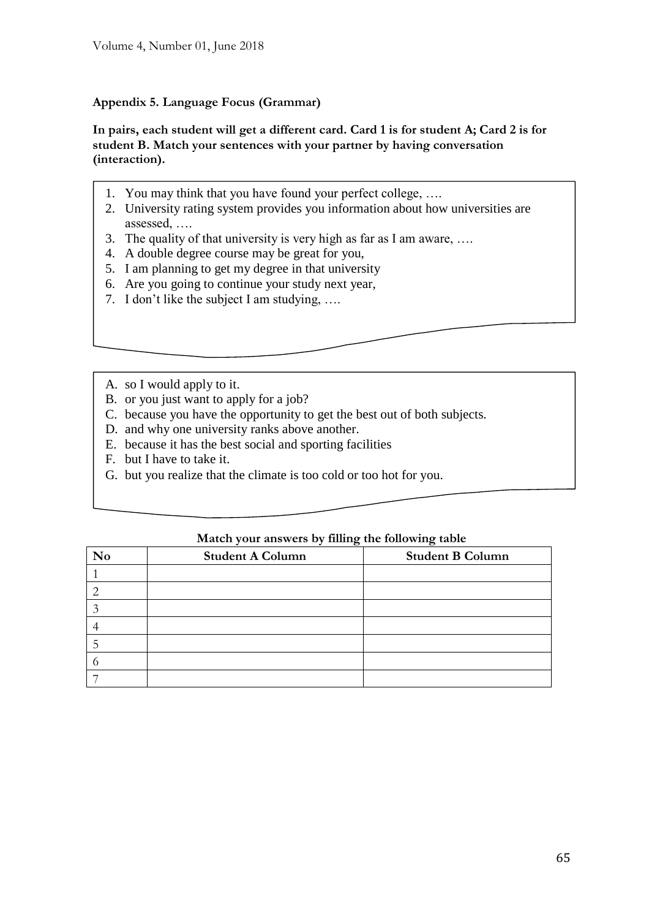**Appendix 5. Language Focus (Grammar)**

**In pairs, each student will get a different card. Card 1 is for student A; Card 2 is for student B. Match your sentences with your partner by having conversation (interaction).**

1. You may think that you have found your perfect college, ….
2. University rating system provides you information about how universities are assessed, ….
3. The quality of that university is very high as far as I am aware, ….
4. A double degree course may be great for you,
5. I am planning to get my degree in that university
6. Are you going to continue your study next year,
7. I don't like the subject I am studying, ….

A. so I would apply to it.
B. or you just want to apply for a job?
C. because you have the opportunity to get the best out of both subjects.
D. and why one university ranks above another.
E. because it has the best social and sporting facilities
F. but I have to take it.
G. but you realize that the climate is too cold or too hot for you.

**Match your answers by filling the following table**

| No | Student A Column | Student B Column |
|---|---|---|
| 1 | | |
| 2 | | |
| 3 | | |
| 4 | | |
| 5 | | |
| 6 | | |
| 7 | | |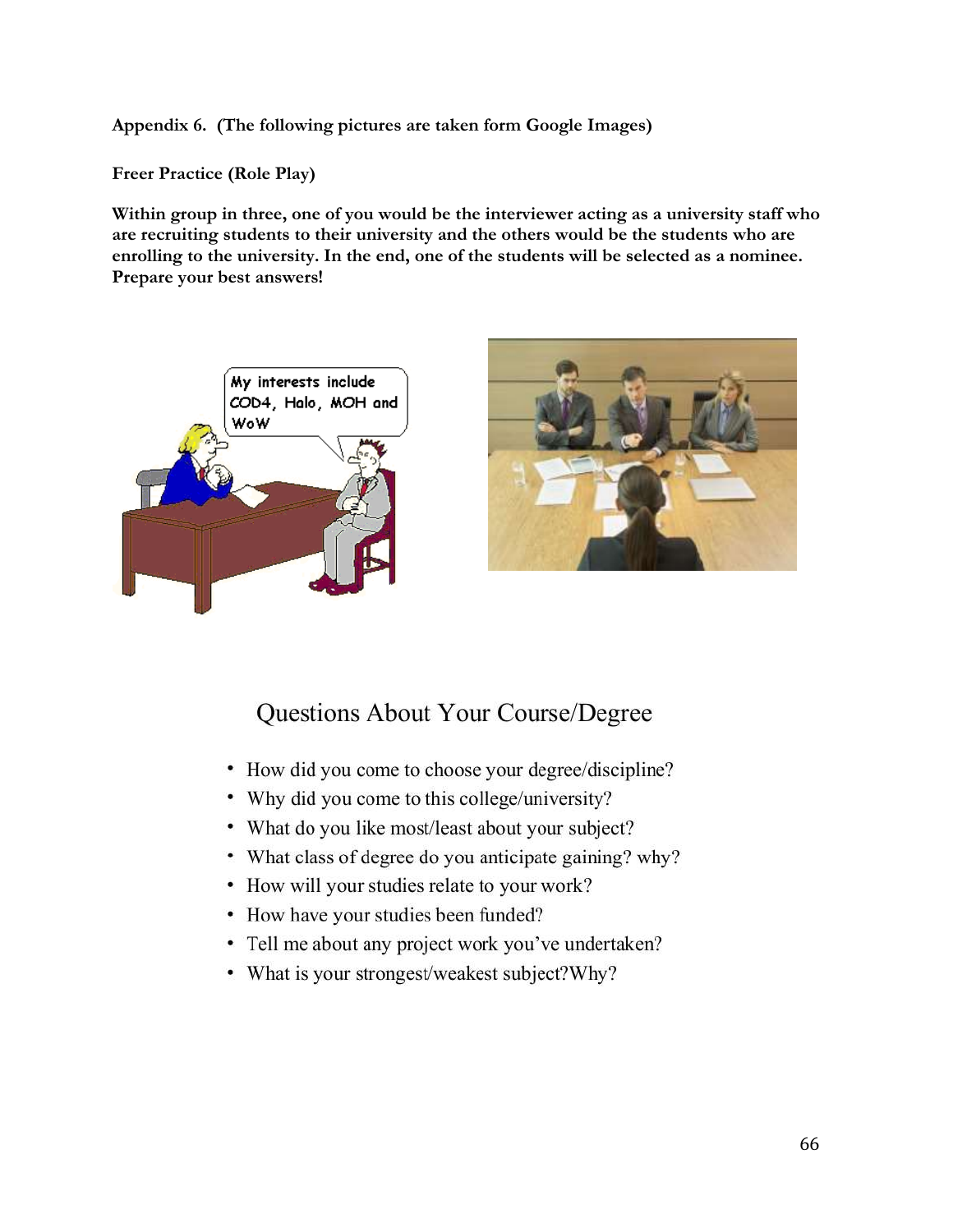**Appendix 6. (The following pictures are taken form Google Images)**

**Freer Practice (Role Play)**

**Within group in three, one of you would be the interviewer acting as a university staff who are recruiting students to their university and the others would be the students who are enrolling to the university. In the end, one of the students will be selected as a nominee. Prepare your best answers!**

## Questions About Your Course/Degree

- How did you come to choose your degree/discipline?
- Why did you come to this college/university?
- What do you like most/least about your subject?
- What class of degree do you anticipate gaining? why?
- How will your studies relate to your work?
- How have your studies been funded?
- Tell me about any project work you've undertaken?
- What is your strongest/weakest subject?Why?